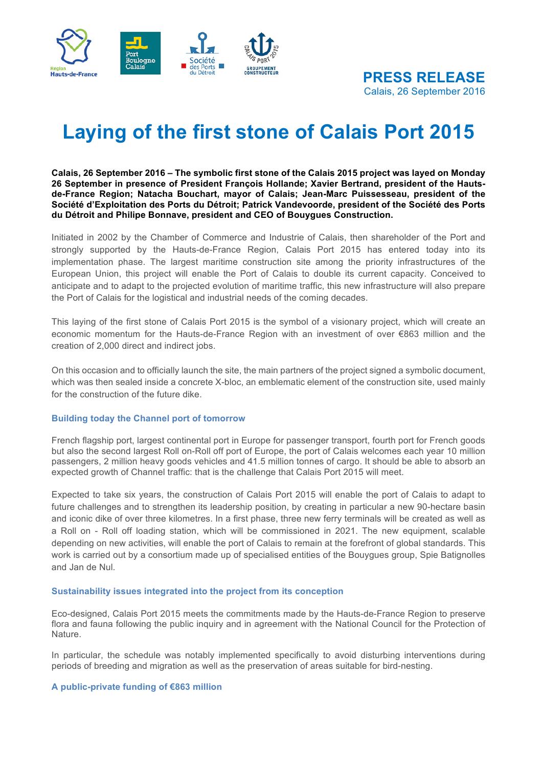**PRESS RELEASE**
Calais, 26 September 2016

# Laying of the first stone of Calais Port 2015

**Calais, 26 September 2016 – The symbolic first stone of the Calais 2015 project was layed on Monday 26 September in presence of President François Hollande; Xavier Bertrand, president of the Hauts-de-France Region; Natacha Bouchart, mayor of Calais; Jean-Marc Puissesseau, president of the Société d'Exploitation des Ports du Détroit; Patrick Vandevoorde, president of the Société des Ports du Détroit and Philipe Bonnave, president and CEO of Bouygues Construction.**

Initiated in 2002 by the Chamber of Commerce and Industrie of Calais, then shareholder of the Port and strongly supported by the Hauts-de-France Region, Calais Port 2015 has entered today into its implementation phase. The largest maritime construction site among the priority infrastructures of the European Union, this project will enable the Port of Calais to double its current capacity. Conceived to anticipate and to adapt to the projected evolution of maritime traffic, this new infrastructure will also prepare the Port of Calais for the logistical and industrial needs of the coming decades.

This laying of the first stone of Calais Port 2015 is the symbol of a visionary project, which will create an economic momentum for the Hauts-de-France Region with an investment of over €863 million and the creation of 2,000 direct and indirect jobs.

On this occasion and to officially launch the site, the main partners of the project signed a symbolic document, which was then sealed inside a concrete X-bloc, an emblematic element of the construction site, used mainly for the construction of the future dike.

### Building today the Channel port of tomorrow

French flagship port, largest continental port in Europe for passenger transport, fourth port for French goods but also the second largest Roll on-Roll off port of Europe, the port of Calais welcomes each year 10 million passengers, 2 million heavy goods vehicles and 41.5 million tonnes of cargo. It should be able to absorb an expected growth of Channel traffic: that is the challenge that Calais Port 2015 will meet.

Expected to take six years, the construction of Calais Port 2015 will enable the port of Calais to adapt to future challenges and to strengthen its leadership position, by creating in particular a new 90-hectare basin and iconic dike of over three kilometres. In a first phase, three new ferry terminals will be created as well as a Roll on - Roll off loading station, which will be commissioned in 2021. The new equipment, scalable depending on new activities, will enable the port of Calais to remain at the forefront of global standards. This work is carried out by a consortium made up of specialised entities of the Bouygues group, Spie Batignolles and Jan de Nul.

### Sustainability issues integrated into the project from its conception

Eco-designed, Calais Port 2015 meets the commitments made by the Hauts-de-France Region to preserve flora and fauna following the public inquiry and in agreement with the National Council for the Protection of Nature.

In particular, the schedule was notably implemented specifically to avoid disturbing interventions during periods of breeding and migration as well as the preservation of areas suitable for bird-nesting.

### A public-private funding of €863 million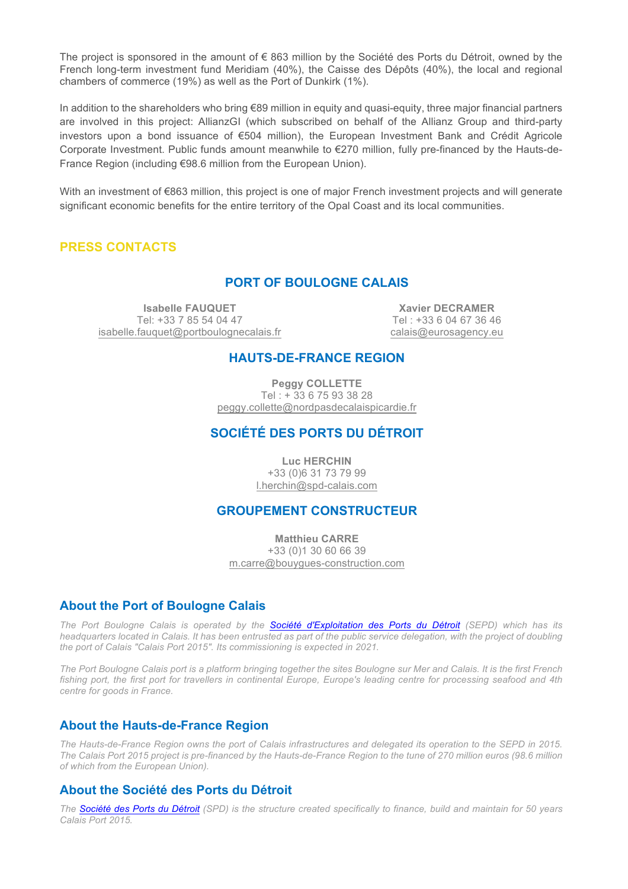The project is sponsored in the amount of € 863 million by the Société des Ports du Détroit, owned by the French long-term investment fund Meridiam (40%), the Caisse des Dépôts (40%), the local and regional chambers of commerce (19%) as well as the Port of Dunkirk (1%).

In addition to the shareholders who bring €89 million in equity and quasi-equity, three major financial partners are involved in this project: AllianzGI (which subscribed on behalf of the Allianz Group and third-party investors upon a bond issuance of €504 million), the European Investment Bank and Crédit Agricole Corporate Investment. Public funds amount meanwhile to €270 million, fully pre-financed by the Hauts-de-France Region (including €98.6 million from the European Union).

With an investment of €863 million, this project is one of major French investment projects and will generate significant economic benefits for the entire territory of the Opal Coast and its local communities.

## PRESS CONTACTS

### PORT OF BOULOGNE CALAIS

**Isabelle FAUQUET**
Tel: +33 7 85 54 04 47
isabelle.fauquet@portboulognecalais.fr

**Xavier DECRAMER**
Tel : +33 6 04 67 36 46
calais@eurosagency.eu

### HAUTS-DE-FRANCE REGION

**Peggy COLLETTE**
Tel : + 33 6 75 93 38 28
peggy.collette@nordpasdecalaispicardie.fr

### SOCIÉTÉ DES PORTS DU DÉTROIT

**Luc HERCHIN**
+33 (0)6 31 73 79 99
l.herchin@spd-calais.com

### GROUPEMENT CONSTRUCTEUR

**Matthieu CARRE**
+33 (0)1 30 60 66 39
m.carre@bouygues-construction.com

## About the Port of Boulogne Calais

*The Port Boulogne Calais is operated by the Société d'Exploitation des Ports du Détroit (SEPD) which has its headquarters located in Calais. It has been entrusted as part of the public service delegation, with the project of doubling the port of Calais "Calais Port 2015". Its commissioning is expected in 2021.*

*The Port Boulogne Calais port is a platform bringing together the sites Boulogne sur Mer and Calais. It is the first French fishing port, the first port for travellers in continental Europe, Europe's leading centre for processing seafood and 4th centre for goods in France.*

## About the Hauts-de-France Region

*The Hauts-de-France Region owns the port of Calais infrastructures and delegated its operation to the SEPD in 2015. The Calais Port 2015 project is pre-financed by the Hauts-de-France Region to the tune of 270 million euros (98.6 million of which from the European Union).*

## About the Société des Ports du Détroit

*The Société des Ports du Détroit (SPD) is the structure created specifically to finance, build and maintain for 50 years Calais Port 2015.*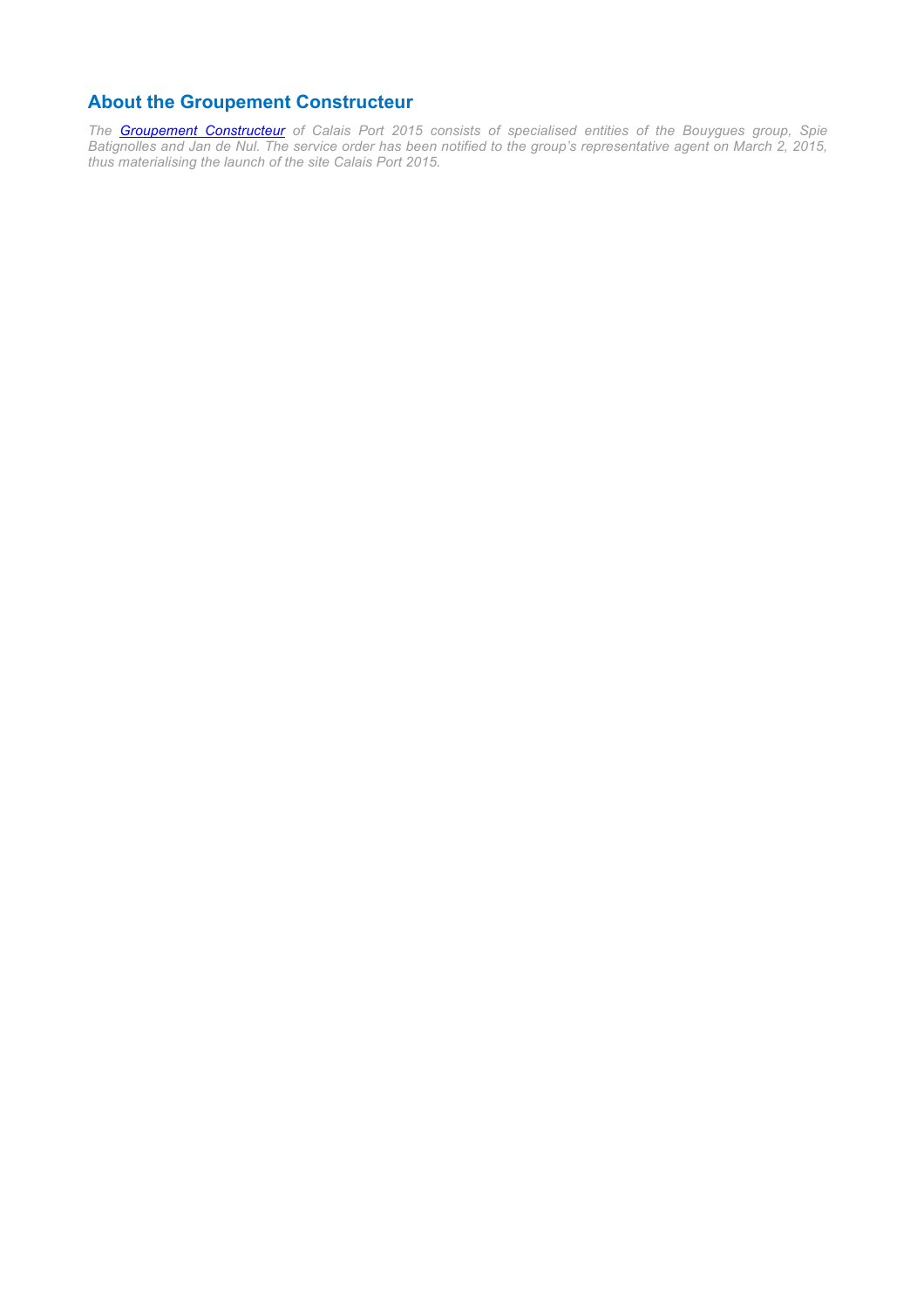## About the Groupement Constructeur

*The **Groupement Constructeur** of Calais Port 2015 consists of specialised entities of the Bouygues group, Spie Batignolles and Jan de Nul. The service order has been notified to the group's representative agent on March 2, 2015, thus materialising the launch of the site Calais Port 2015.*